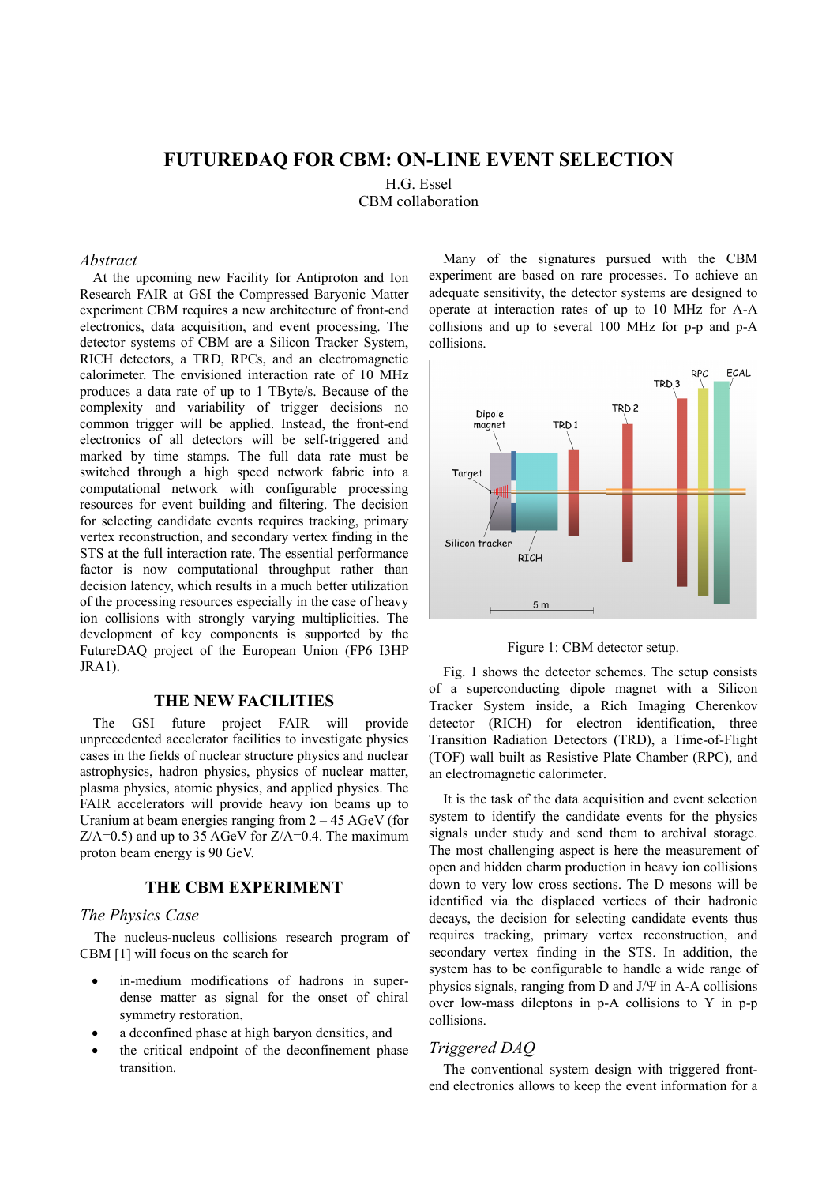# FUTUREDAQ FOR CBM: ON-LINE EVENT SELECTION

H.G. Essel
CBM collaboration

## *Abstract*

At the upcoming new Facility for Antiproton and Ion Research FAIR at GSI the Compressed Baryonic Matter experiment CBM requires a new architecture of front-end electronics, data acquisition, and event processing. The detector systems of CBM are a Silicon Tracker System, RICH detectors, a TRD, RPCs, and an electromagnetic calorimeter. The envisioned interaction rate of 10 MHz produces a data rate of up to 1 TByte/s. Because of the complexity and variability of trigger decisions no common trigger will be applied. Instead, the front-end electronics of all detectors will be self-triggered and marked by time stamps. The full data rate must be switched through a high speed network fabric into a computational network with configurable processing resources for event building and filtering. The decision for selecting candidate events requires tracking, primary vertex reconstruction, and secondary vertex finding in the STS at the full interaction rate. The essential performance factor is now computational throughput rather than decision latency, which results in a much better utilization of the processing resources especially in the case of heavy ion collisions with strongly varying multiplicities. The development of key components is supported by the FutureDAQ project of the European Union (FP6 I3HP JRA1).

## THE NEW FACILITIES

The GSI future project FAIR will provide unprecedented accelerator facilities to investigate physics cases in the fields of nuclear structure physics and nuclear astrophysics, hadron physics, physics of nuclear matter, plasma physics, atomic physics, and applied physics. The FAIR accelerators will provide heavy ion beams up to Uranium at beam energies ranging from 2 – 45 AGeV (for Z/A=0.5) and up to 35 AGeV for Z/A=0.4. The maximum proton beam energy is 90 GeV.

## THE CBM EXPERIMENT

### *The Physics Case*

The nucleus-nucleus collisions research program of CBM [1] will focus on the search for

- in-medium modifications of hadrons in super-dense matter as signal for the onset of chiral symmetry restoration,
- a deconfined phase at high baryon densities, and
- the critical endpoint of the deconfinement phase transition.

Many of the signatures pursued with the CBM experiment are based on rare processes. To achieve an adequate sensitivity, the detector systems are designed to operate at interaction rates of up to 10 MHz for A-A collisions and up to several 100 MHz for p-p and p-A collisions.

Figure 1: CBM detector setup.

Fig. 1 shows the detector schemes. The setup consists of a superconducting dipole magnet with a Silicon Tracker System inside, a Rich Imaging Cherenkov detector (RICH) for electron identification, three Transition Radiation Detectors (TRD), a Time-of-Flight (TOF) wall built as Resistive Plate Chamber (RPC), and an electromagnetic calorimeter.

It is the task of the data acquisition and event selection system to identify the candidate events for the physics signals under study and send them to archival storage. The most challenging aspect is here the measurement of open and hidden charm production in heavy ion collisions down to very low cross sections. The D mesons will be identified via the displaced vertices of their hadronic decays, the decision for selecting candidate events thus requires tracking, primary vertex reconstruction, and secondary vertex finding in the STS. In addition, the system has to be configurable to handle a wide range of physics signals, ranging from D and J/Ψ in A-A collisions over low-mass dileptons in p-A collisions to Υ in p-p collisions.

### *Triggered DAQ*

The conventional system design with triggered front-end electronics allows to keep the event information for a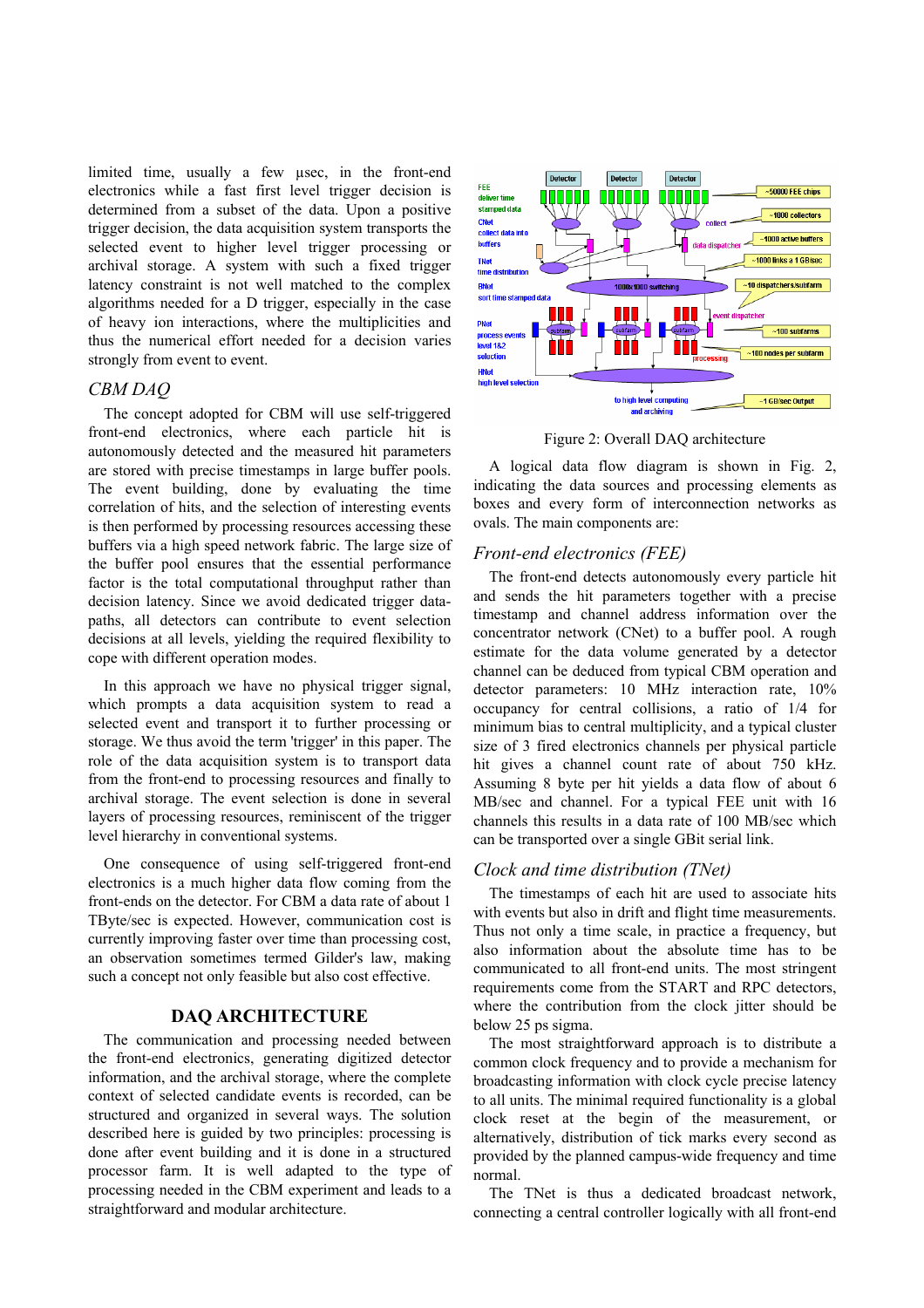limited time, usually a few μsec, in the front-end electronics while a fast first level trigger decision is determined from a subset of the data. Upon a positive trigger decision, the data acquisition system transports the selected event to higher level trigger processing or archival storage. A system with such a fixed trigger latency constraint is not well matched to the complex algorithms needed for a D trigger, especially in the case of heavy ion interactions, where the multiplicities and thus the numerical effort needed for a decision varies strongly from event to event.

### *CBM DAQ*

The concept adopted for CBM will use self-triggered front-end electronics, where each particle hit is autonomously detected and the measured hit parameters are stored with precise timestamps in large buffer pools. The event building, done by evaluating the time correlation of hits, and the selection of interesting events is then performed by processing resources accessing these buffers via a high speed network fabric. The large size of the buffer pool ensures that the essential performance factor is the total computational throughput rather than decision latency. Since we avoid dedicated trigger data-paths, all detectors can contribute to event selection decisions at all levels, yielding the required flexibility to cope with different operation modes.

In this approach we have no physical trigger signal, which prompts a data acquisition system to read a selected event and transport it to further processing or storage. We thus avoid the term 'trigger' in this paper. The role of the data acquisition system is to transport data from the front-end to processing resources and finally to archival storage. The event selection is done in several layers of processing resources, reminiscent of the trigger level hierarchy in conventional systems.

One consequence of using self-triggered front-end electronics is a much higher data flow coming from the front-ends on the detector. For CBM a data rate of about 1 TByte/sec is expected. However, communication cost is currently improving faster over time than processing cost, an observation sometimes termed Gilder's law, making such a concept not only feasible but also cost effective.

## DAQ ARCHITECTURE

The communication and processing needed between the front-end electronics, generating digitized detector information, and the archival storage, where the complete context of selected candidate events is recorded, can be structured and organized in several ways. The solution described here is guided by two principles: processing is done after event building and it is done in a structured processor farm. It is well adapted to the type of processing needed in the CBM experiment and leads to a straightforward and modular architecture.

FEE
deliver time stamped data
CNet
collect data into buffers
TNet
time distribution
BNet
sort time stamped data
PNet
process events level 1&2 selection
HNet
high level selection
Detector
Detector
Detector
~50000 FEE chips
collect
~1000 collectors
data dispatcher
~1000 active buffers
~1000 links a 1 GB/sec
1000x1000 switching
~10 dispatchers/subfarm
event dispatcher
subfarm
subfarm
subfarm
~100 subfarms
processing
~100 nodes per subfarm
to high level computing and archiving
~1 GB/sec Output

Figure 2: Overall DAQ architecture

A logical data flow diagram is shown in Fig. 2, indicating the data sources and processing elements as boxes and every form of interconnection networks as ovals. The main components are:

### *Front-end electronics (FEE)*

The front-end detects autonomously every particle hit and sends the hit parameters together with a precise timestamp and channel address information over the concentrator network (CNet) to a buffer pool. A rough estimate for the data volume generated by a detector channel can be deduced from typical CBM operation and detector parameters: 10 MHz interaction rate, 10% occupancy for central collisions, a ratio of 1/4 for minimum bias to central multiplicity, and a typical cluster size of 3 fired electronics channels per physical particle hit gives a channel count rate of about 750 kHz. Assuming 8 byte per hit yields a data flow of about 6 MB/sec and channel. For a typical FEE unit with 16 channels this results in a data rate of 100 MB/sec which can be transported over a single GBit serial link.

### *Clock and time distribution (TNet)*

The timestamps of each hit are used to associate hits with events but also in drift and flight time measurements. Thus not only a time scale, in practice a frequency, but also information about the absolute time has to be communicated to all front-end units. The most stringent requirements come from the START and RPC detectors, where the contribution from the clock jitter should be below 25 ps sigma.

The most straightforward approach is to distribute a common clock frequency and to provide a mechanism for broadcasting information with clock cycle precise latency to all units. The minimal required functionality is a global clock reset at the begin of the measurement, or alternatively, distribution of tick marks every second as provided by the planned campus-wide frequency and time normal.

The TNet is thus a dedicated broadcast network, connecting a central controller logically with all front-end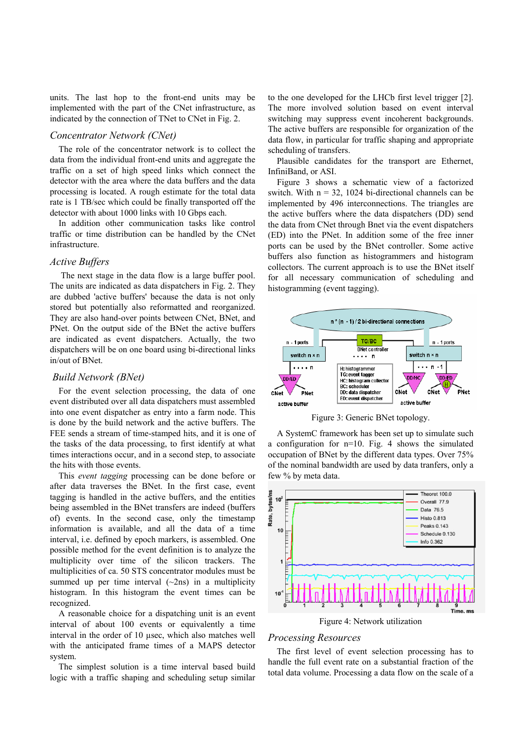units. The last hop to the front-end units may be implemented with the part of the CNet infrastructure, as indicated by the connection of TNet to CNet in Fig. 2.

## *Concentrator Network (CNet)*

The role of the concentrator network is to collect the data from the individual front-end units and aggregate the traffic on a set of high speed links which connect the detector with the area where the data buffers and the data processing is located. A rough estimate for the total data rate is 1 TB/sec which could be finally transported off the detector with about 1000 links with 10 Gbps each.

In addition other communication tasks like control traffic or time distribution can be handled by the CNet infrastructure.

## *Active Buffers*

The next stage in the data flow is a large buffer pool. The units are indicated as data dispatchers in Fig. 2. They are dubbed 'active buffers' because the data is not only stored but potentially also reformatted and reorganized. They are also hand-over points between CNet, BNet, and PNet. On the output side of the BNet the active buffers are indicated as event dispatchers. Actually, the two dispatchers will be on one board using bi-directional links in/out of BNet.

## *Build Network (BNet)*

For the event selection processing, the data of one event distributed over all data dispatchers must assembled into one event dispatcher as entry into a farm node. This is done by the build network and the active buffers. The FEE sends a stream of time-stamped hits, and it is one of the tasks of the data processing, to first identify at what times interactions occur, and in a second step, to associate the hits with those events.

This *event tagging* processing can be done before or after data traverses the BNet. In the first case, event tagging is handled in the active buffers, and the entities being assembled in the BNet transfers are indeed (buffers of) events. In the second case, only the timestamp information is available, and all the data of a time interval, i.e. defined by epoch markers, is assembled. One possible method for the event definition is to analyze the multiplicity over time of the silicon trackers. The multiplicities of ca. 50 STS concentrator modules must be summed up per time interval (~2ns) in a multiplicity histogram. In this histogram the event times can be recognized.

A reasonable choice for a dispatching unit is an event interval of about 100 events or equivalently a time interval in the order of 10 µsec, which also matches well with the anticipated frame times of a MAPS detector system.

The simplest solution is a time interval based build logic with a traffic shaping and scheduling setup similar to the one developed for the LHCb first level trigger [2]. The more involved solution based on event interval switching may suppress event incoherent backgrounds. The active buffers are responsible for organization of the data flow, in particular for traffic shaping and appropriate scheduling of transfers.

Plausible candidates for the transport are Ethernet, InfiniBand, or ASI.

Figure 3 shows a schematic view of a factorized switch. With n = 32, 1024 bi-directional channels can be implemented by 496 interconnections. The triangles are the active buffers where the data dispatchers (DD) send the data from CNet through Bnet via the event dispatchers (ED) into the PNet. In addition some of the free inner ports can be used by the BNet controller. Some active buffers also function as histogrammers and histogram collectors. The current approach is to use the BNet itself for all necessary communication of scheduling and histogramming (event tagging).

Figure 3: Generic BNet topology.

A SystemC framework has been set up to simulate such a configuration for n=10. Fig. 4 shows the simulated occupation of BNet by the different data types. Over 75% of the nominal bandwidth are used by data tranfers, only a few % by meta data.

Figure 4: Network utilization

## *Processing Resources*

The first level of event selection processing has to handle the full event rate on a substantial fraction of the total data volume. Processing a data flow on the scale of a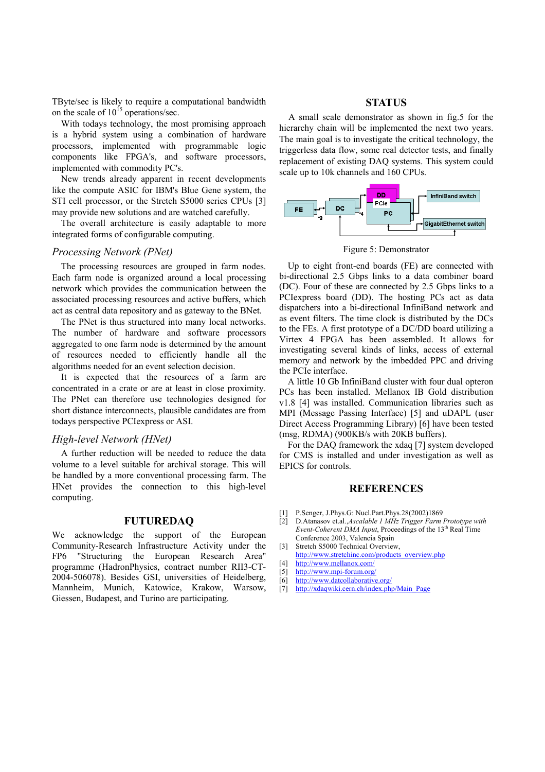TByte/sec is likely to require a computational bandwidth on the scale of $10^{15}$ operations/sec.

With todays technology, the most promising approach is a hybrid system using a combination of hardware processors, implemented with programmable logic components like FPGA's, and software processors, implemented with commodity PC's.

New trends already apparent in recent developments like the compute ASIC for IBM's Blue Gene system, the STI cell processor, or the Stretch S5000 series CPUs [3] may provide new solutions and are watched carefully.

The overall architecture is easily adaptable to more integrated forms of configurable computing.

### *Processing Network (PNet)*

The processing resources are grouped in farm nodes. Each farm node is organized around a local processing network which provides the communication between the associated processing resources and active buffers, which act as central data repository and as gateway to the BNet.

The PNet is thus structured into many local networks. The number of hardware and software processors aggregated to one farm node is determined by the amount of resources needed to efficiently handle all the algorithms needed for an event selection decision.

It is expected that the resources of a farm are concentrated in a crate or are at least in close proximity. The PNet can therefore use technologies designed for short distance interconnects, plausible candidates are from todays perspective PCIexpress or ASI.

### *High-level Network (HNet)*

A further reduction will be needed to reduce the data volume to a level suitable for archival storage. This will be handled by a more conventional processing farm. The HNet provides the connection to this high-level computing.

## FUTUREDAQ

We acknowledge the support of the European Community-Research Infrastructure Activity under the FP6 "Structuring the European Research Area" programme (HadronPhysics, contract number RII3-CT-2004-506078). Besides GSI, universities of Heidelberg, Mannheim, Munich, Katowice, Krakow, Warsow, Giessen, Budapest, and Turino are participating.

## STATUS

A small scale demonstrator as shown in fig.5 for the hierarchy chain will be implemented the next two years. The main goal is to investigate the critical technology, the triggerless data flow, some real detector tests, and finally replacement of existing DAQ systems. This system could scale up to 10k channels and 160 CPUs.

FE
DC
*8
*4
DD
PCIe
PC
InfiniBand switch
GigabitEthernet switch

Figure 5: Demonstrator

Up to eight front-end boards (FE) are connected with bi-directional 2.5 Gbps links to a data combiner board (DC). Four of these are connected by 2.5 Gbps links to a PCIexpress board (DD). The hosting PCs act as data dispatchers into a bi-directional InfiniBand network and as event filters. The time clock is distributed by the DCs to the FEs. A first prototype of a DC/DD board utilizing a Virtex 4 FPGA has been assembled. It allows for investigating several kinds of links, access of external memory and network by the imbedded PPC and driving the PCIe interface.

A little 10 Gb InfiniBand cluster with four dual opteron PCs has been installed. Mellanox IB Gold distribution v1.8 [4] was installed. Communication libraries such as MPI (Message Passing Interface) [5] and uDAPL (user Direct Access Programming Library) [6] have been tested (msg, RDMA) (900KB/s with 20KB buffers).

For the DAQ framework the xdaq [7] system developed for CMS is installed and under investigation as well as EPICS for controls.

## REFERENCES

[1] P.Senger, J.Phys.G: Nucl.Part.Phys.28(2002)1869

[2] D.Atanasov et.al.,*Ascalable 1 MHz Trigger Farm Prototype with Event-Coherent DMA Input*, Proceedings of the 13th Real Time Conference 2003, Valencia Spain

[3] Stretch S5000 Technical Overview, http://www.stretchinc.com/products_overview.php

[4] http://www.mellanox.com/

[5] http://www.mpi-forum.org/

[6] http://www.datcollaborative.org/

[7] http://xdaqwiki.cern.ch/index.php/Main_Page